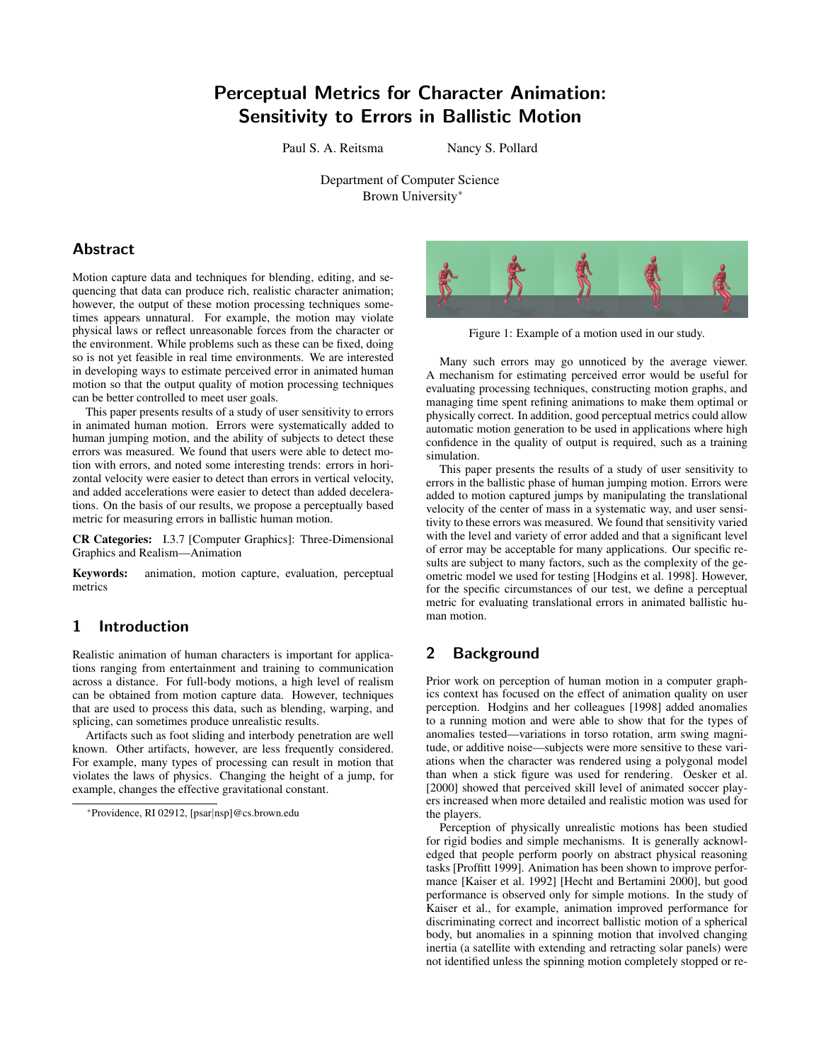# Perceptual Metrics for Character Animation: Sensitivity to Errors in Ballistic Motion

Paul S. A. Reitsma  Nancy S. Pollard

Department of Computer Science
Brown University*

## Abstract

Motion capture data and techniques for blending, editing, and sequencing that data can produce rich, realistic character animation; however, the output of these motion processing techniques sometimes appears unnatural. For example, the motion may violate physical laws or reflect unreasonable forces from the character or the environment. While problems such as these can be fixed, doing so is not yet feasible in real time environments. We are interested in developing ways to estimate perceived error in animated human motion so that the output quality of motion processing techniques can be better controlled to meet user goals.

This paper presents results of a study of user sensitivity to errors in animated human motion. Errors were systematically added to human jumping motion, and the ability of subjects to detect these errors was measured. We found that users were able to detect motion with errors, and noted some interesting trends: errors in horizontal velocity were easier to detect than errors in vertical velocity, and added accelerations were easier to detect than added decelerations. On the basis of our results, we propose a perceptually based metric for measuring errors in ballistic human motion.

**CR Categories:** I.3.7 [Computer Graphics]: Three-Dimensional Graphics and Realism—Animation

**Keywords:** animation, motion capture, evaluation, perceptual metrics

## 1 Introduction

Realistic animation of human characters is important for applications ranging from entertainment and training to communication across a distance. For full-body motions, a high level of realism can be obtained from motion capture data. However, techniques that are used to process this data, such as blending, warping, and splicing, can sometimes produce unrealistic results.

Artifacts such as foot sliding and interbody penetration are well known. Other artifacts, however, are less frequently considered. For example, many types of processing can result in motion that violates the laws of physics. Changing the height of a jump, for example, changes the effective gravitational constant.

*Providence, RI 02912, [psar|nsp]@cs.brown.edu

Figure 1: Example of a motion used in our study.

Many such errors may go unnoticed by the average viewer. A mechanism for estimating perceived error would be useful for evaluating processing techniques, constructing motion graphs, and managing time spent refining animations to make them optimal or physically correct. In addition, good perceptual metrics could allow automatic motion generation to be used in applications where high confidence in the quality of output is required, such as a training simulation.

This paper presents the results of a study of user sensitivity to errors in the ballistic phase of human jumping motion. Errors were added to motion captured jumps by manipulating the translational velocity of the center of mass in a systematic way, and user sensitivity to these errors was measured. We found that sensitivity varied with the level and variety of error added and that a significant level of error may be acceptable for many applications. Our specific results are subject to many factors, such as the complexity of the geometric model we used for testing [Hodgins et al. 1998]. However, for the specific circumstances of our test, we define a perceptual metric for evaluating translational errors in animated ballistic human motion.

## 2 Background

Prior work on perception of human motion in a computer graphics context has focused on the effect of animation quality on user perception. Hodgins and her colleagues [1998] added anomalies to a running motion and were able to show that for the types of anomalies tested—variations in torso rotation, arm swing magnitude, or additive noise—subjects were more sensitive to these variations when the character was rendered using a polygonal model than when a stick figure was used for rendering. Oesker et al. [2000] showed that perceived skill level of animated soccer players increased when more detailed and realistic motion was used for the players.

Perception of physically unrealistic motions has been studied for rigid bodies and simple mechanisms. It is generally acknowledged that people perform poorly on abstract physical reasoning tasks [Proffitt 1999]. Animation has been shown to improve performance [Kaiser et al. 1992] [Hecht and Bertamini 2000], but good performance is observed only for simple motions. In the study of Kaiser et al., for example, animation improved performance for discriminating correct and incorrect ballistic motion of a spherical body, but anomalies in a spinning motion that involved changing inertia (a satellite with extending and retracting solar panels) were not identified unless the spinning motion completely stopped or re-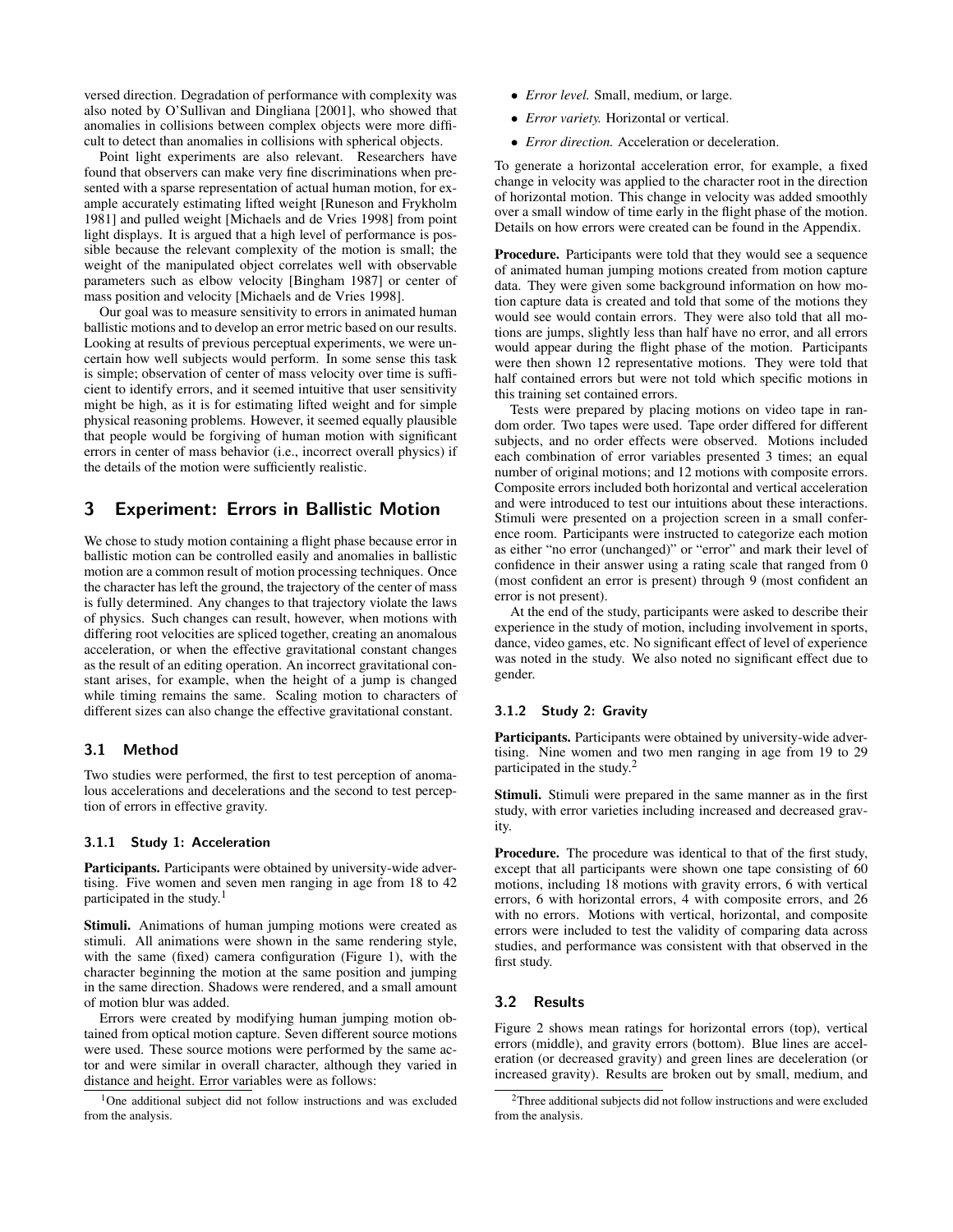versed direction. Degradation of performance with complexity was also noted by O'Sullivan and Dingliana [2001], who showed that anomalies in collisions between complex objects were more difficult to detect than anomalies in collisions with spherical objects.

Point light experiments are also relevant. Researchers have found that observers can make very fine discriminations when presented with a sparse representation of actual human motion, for example accurately estimating lifted weight [Runeson and Frykholm 1981] and pulled weight [Michaels and de Vries 1998] from point light displays. It is argued that a high level of performance is possible because the relevant complexity of the motion is small; the weight of the manipulated object correlates well with observable parameters such as elbow velocity [Bingham 1987] or center of mass position and velocity [Michaels and de Vries 1998].

Our goal was to measure sensitivity to errors in animated human ballistic motions and to develop an error metric based on our results. Looking at results of previous perceptual experiments, we were uncertain how well subjects would perform. In some sense this task is simple; observation of center of mass velocity over time is sufficient to identify errors, and it seemed intuitive that user sensitivity might be high, as it is for estimating lifted weight and for simple physical reasoning problems. However, it seemed equally plausible that people would be forgiving of human motion with significant errors in center of mass behavior (i.e., incorrect overall physics) if the details of the motion were sufficiently realistic.

## 3 Experiment: Errors in Ballistic Motion

We chose to study motion containing a flight phase because error in ballistic motion can be controlled easily and anomalies in ballistic motion are a common result of motion processing techniques. Once the character has left the ground, the trajectory of the center of mass is fully determined. Any changes to that trajectory violate the laws of physics. Such changes can result, however, when motions with differing root velocities are spliced together, creating an anomalous acceleration, or when the effective gravitational constant changes as the result of an editing operation. An incorrect gravitational constant arises, for example, when the height of a jump is changed while timing remains the same. Scaling motion to characters of different sizes can also change the effective gravitational constant.

### 3.1 Method

Two studies were performed, the first to test perception of anomalous accelerations and decelerations and the second to test perception of errors in effective gravity.

#### 3.1.1 Study 1: Acceleration

**Participants.** Participants were obtained by university-wide advertising. Five women and seven men ranging in age from 18 to 42 participated in the study.[1]

**Stimuli.** Animations of human jumping motions were created as stimuli. All animations were shown in the same rendering style, with the same (fixed) camera configuration (Figure 1), with the character beginning the motion at the same position and jumping in the same direction. Shadows were rendered, and a small amount of motion blur was added.

Errors were created by modifying human jumping motion obtained from optical motion capture. Seven different source motions were used. These source motions were performed by the same actor and were similar in overall character, although they varied in distance and height. Error variables were as follows:

- *Error level.* Small, medium, or large.
- *Error variety.* Horizontal or vertical.
- *Error direction.* Acceleration or deceleration.

To generate a horizontal acceleration error, for example, a fixed change in velocity was applied to the character root in the direction of horizontal motion. This change in velocity was added smoothly over a small window of time early in the flight phase of the motion. Details on how errors were created can be found in the Appendix.

**Procedure.** Participants were told that they would see a sequence of animated human jumping motions created from motion capture data. They were given some background information on how motion capture data is created and told that some of the motions they would see would contain errors. They were also told that all motions are jumps, slightly less than half have no error, and all errors would appear during the flight phase of the motion. Participants were then shown 12 representative motions. They were told that half contained errors but were not told which specific motions in this training set contained errors.

Tests were prepared by placing motions on video tape in random order. Two tapes were used. Tape order differed for different subjects, and no order effects were observed. Motions included each combination of error variables presented 3 times; an equal number of original motions; and 12 motions with composite errors. Composite errors included both horizontal and vertical acceleration and were introduced to test our intuitions about these interactions. Stimuli were presented on a projection screen in a small conference room. Participants were instructed to categorize each motion as either "no error (unchanged)" or "error" and mark their level of confidence in their answer using a rating scale that ranged from 0 (most confident an error is present) through 9 (most confident an error is not present).

At the end of the study, participants were asked to describe their experience in the study of motion, including involvement in sports, dance, video games, etc. No significant effect of level of experience was noted in the study. We also noted no significant effect due to gender.

#### 3.1.2 Study 2: Gravity

**Participants.** Participants were obtained by university-wide advertising. Nine women and two men ranging in age from 19 to 29 participated in the study.[2]

**Stimuli.** Stimuli were prepared in the same manner as in the first study, with error varieties including increased and decreased gravity.

**Procedure.** The procedure was identical to that of the first study, except that all participants were shown one tape consisting of 60 motions, including 18 motions with gravity errors, 6 with vertical errors, 6 with horizontal errors, 4 with composite errors, and 26 with no errors. Motions with vertical, horizontal, and composite errors were included to test the validity of comparing data across studies, and performance was consistent with that observed in the first study.

### 3.2 Results

Figure 2 shows mean ratings for horizontal errors (top), vertical errors (middle), and gravity errors (bottom). Blue lines are acceleration (or decreased gravity) and green lines are deceleration (or increased gravity). Results are broken out by small, medium, and

[1] One additional subject did not follow instructions and was excluded from the analysis.

[2] Three additional subjects did not follow instructions and were excluded from the analysis.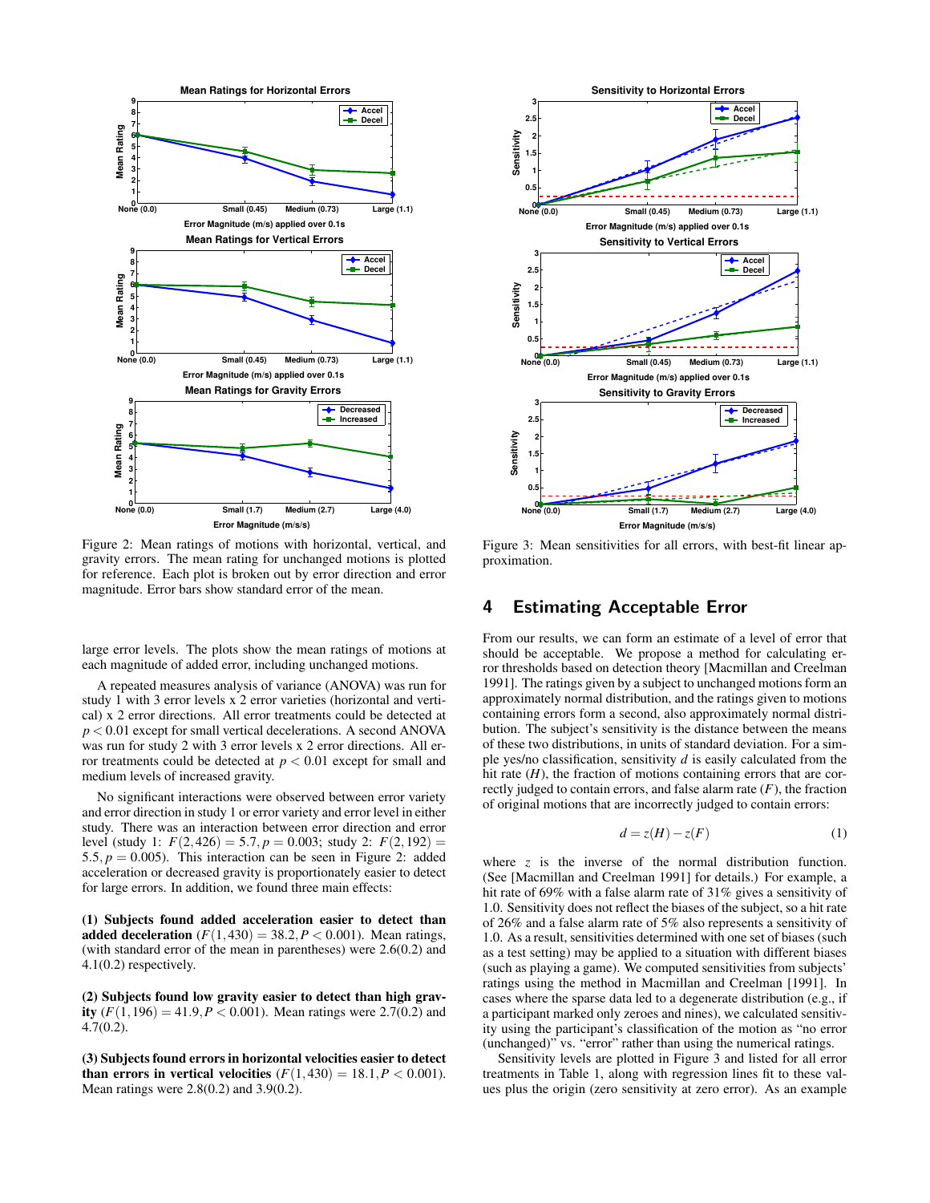Figure 2: Mean ratings of motions with horizontal, vertical, and gravity errors. The mean rating for unchanged motions is plotted for reference. Each plot is broken out by error direction and error magnitude. Error bars show standard error of the mean.

Figure 3: Mean sensitivities for all errors, with best-fit linear approximation.

large error levels. The plots show the mean ratings of motions at each magnitude of added error, including unchanged motions.

A repeated measures analysis of variance (ANOVA) was run for study 1 with 3 error levels x 2 error varieties (horizontal and vertical) x 2 error directions. All error treatments could be detected at $p < 0.01$ except for small vertical decelerations. A second ANOVA was run for study 2 with 3 error levels x 2 error directions. All error treatments could be detected at $p < 0.01$ except for small and medium levels of increased gravity.

No significant interactions were observed between error variety and error direction in study 1 or error variety and error level in either study. There was an interaction between error direction and error level (study 1: $F(2,426) = 5.7, p = 0.003$; study 2: $F(2,192) = 5.5, p = 0.005$). This interaction can be seen in Figure 2: added acceleration or decreased gravity is proportionately easier to detect for large errors. In addition, we found three main effects:

**(1) Subjects found added acceleration easier to detect than added deceleration** ($F(1,430) = 38.2, P < 0.001$). Mean ratings, (with standard error of the mean in parentheses) were 2.6(0.2) and 4.1(0.2) respectively.

**(2) Subjects found low gravity easier to detect than high gravity** ($F(1,196) = 41.9, P < 0.001$). Mean ratings were 2.7(0.2) and 4.7(0.2).

**(3) Subjects found errors in horizontal velocities easier to detect than errors in vertical velocities** ($F(1,430) = 18.1, P < 0.001$). Mean ratings were 2.8(0.2) and 3.9(0.2).

## 4 Estimating Acceptable Error

From our results, we can form an estimate of a level of error that should be acceptable. We propose a method for calculating error thresholds based on detection theory [Macmillan and Creelman 1991]. The ratings given by a subject to unchanged motions form an approximately normal distribution, and the ratings given to motions containing errors form a second, also approximately normal distribution. The subject's sensitivity is the distance between the means of these two distributions, in units of standard deviation. For a simple yes/no classification, sensitivity $d$ is easily calculated from the hit rate ($H$), the fraction of motions containing errors that are correctly judged to contain errors, and false alarm rate ($F$), the fraction of original motions that are incorrectly judged to contain errors:

$$d = z(H) - z(F) \tag{1}$$

where $z$ is the inverse of the normal distribution function. (See [Macmillan and Creelman 1991] for details.) For example, a hit rate of 69% with a false alarm rate of 31% gives a sensitivity of 1.0. Sensitivity does not reflect the biases of the subject, so a hit rate of 26% and a false alarm rate of 5% also represents a sensitivity of 1.0. As a result, sensitivities determined with one set of biases (such as a test setting) may be applied to a situation with different biases (such as playing a game). We computed sensitivities from subjects' ratings using the method in Macmillan and Creelman [1991]. In cases where the sparse data led to a degenerate distribution (e.g., if a participant marked only zeroes and nines), we calculated sensitivity using the participant's classification of the motion as "no error (unchanged)" vs. "error" rather than using the numerical ratings.

Sensitivity levels are plotted in Figure 3 and listed for all error treatments in Table 1, along with regression lines fit to these values plus the origin (zero sensitivity at zero error). As an example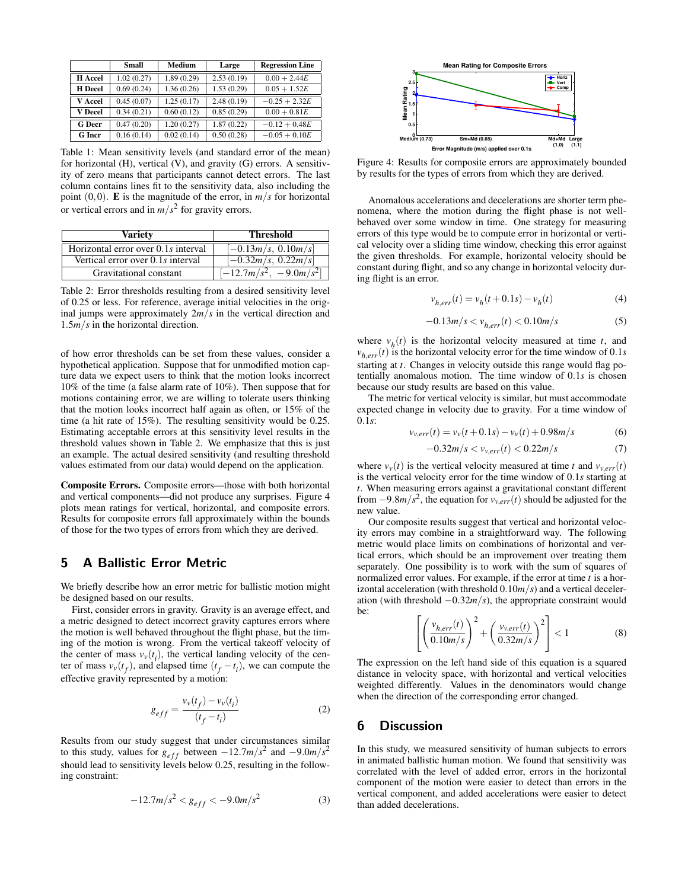|  | Small | Medium | Large | Regression Line |
|---|---|---|---|---|
| **H Accel** | 1.02 (0.27) | 1.89 (0.29) | 2.53 (0.19) | $0.00 + 2.44E$ |
| **H Decel** | 0.69 (0.24) | 1.36 (0.26) | 1.53 (0.29) | $0.05 + 1.52E$ |
| **V Accel** | 0.45 (0.07) | 1.25 (0.17) | 2.48 (0.19) | $-0.25 + 2.32E$ |
| **V Decel** | 0.34 (0.21) | 0.60 (0.12) | 0.85 (0.29) | $0.00 + 0.81E$ |
| **G Decr** | 0.47 (0.20) | 1.20 (0.27) | 1.87 (0.22) | $-0.12 + 0.48E$ |
| **G Incr** | 0.16 (0.14) | 0.02 (0.14) | 0.50 (0.28) | $-0.05 + 0.10E$ |

Table 1: Mean sensitivity levels (and standard error of the mean) for horizontal (H), vertical (V), and gravity (G) errors. A sensitivity of zero means that participants cannot detect errors. The last column contains lines fit to the sensitivity data, also including the point $(0,0)$. **E** is the magnitude of the error, in $m/s$ for horizontal or vertical errors and in $m/s^2$ for gravity errors.

| Variety | Threshold |
|---|---|
| Horizontal error over $0.1s$ interval | $[-0.13m/s,\ 0.10m/s]$ |
| Vertical error over $0.1s$ interval | $[-0.32m/s,\ 0.22m/s]$ |
| Gravitational constant | $[-12.7m/s^2,\ -9.0m/s^2]$ |

Table 2: Error thresholds resulting from a desired sensitivity level of 0.25 or less. For reference, average initial velocities in the original jumps were approximately $2m/s$ in the vertical direction and $1.5m/s$ in the horizontal direction.

of how error thresholds can be set from these values, consider a hypothetical application. Suppose that for unmodified motion capture data we expect users to think that the motion looks incorrect 10% of the time (a false alarm rate of 10%). Then suppose that for motions containing error, we are willing to tolerate users thinking that the motion looks incorrect half again as often, or 15% of the time (a hit rate of 15%). The resulting sensitivity would be 0.25. Estimating acceptable errors at this sensitivity level results in the threshold values shown in Table 2. We emphasize that this is just an example. The actual desired sensitivity (and resulting threshold values estimated from our data) would depend on the application.

**Composite Errors.** Composite errors—those with both horizontal and vertical components—did not produce any surprises. Figure 4 plots mean ratings for vertical, horizontal, and composite errors. Results for composite errors fall approximately within the bounds of those for the two types of errors from which they are derived.

## 5 A Ballistic Error Metric

We briefly describe how an error metric for ballistic motion might be designed based on our results.

First, consider errors in gravity. Gravity is an average effect, and a metric designed to detect incorrect gravity captures errors where the motion is well behaved throughout the flight phase, but the timing of the motion is wrong. From the vertical takeoff velocity of the center of mass $v_v(t_i)$, the vertical landing velocity of the center of mass $v_v(t_f)$, and elapsed time $(t_f - t_i)$, we can compute the effective gravity represented by a motion:

$$g_{eff} = \frac{v_v(t_f) - v_v(t_i)}{(t_f - t_i)} \tag{2}$$

Results from our study suggest that under circumstances similar to this study, values for $g_{eff}$ between $-12.7m/s^2$ and $-9.0m/s^2$ should lead to sensitivity levels below 0.25, resulting in the following constraint:

$$-12.7m/s^2 < g_{eff} < -9.0m/s^2 \tag{3}$$

Figure 4: Results for composite errors are approximately bounded by results for the types of errors from which they are derived.

Anomalous accelerations and decelerations are shorter term phenomena, where the motion during the flight phase is not well-behaved over some window in time. One strategy for measuring errors of this type would be to compute error in horizontal or vertical velocity over a sliding time window, checking this error against the given thresholds. For example, horizontal velocity should be constant during flight, and so any change in horizontal velocity during flight is an error.

$$v_{h,err}(t) = v_h(t + 0.1s) - v_h(t) \tag{4}$$

$$-0.13m/s < v_{h,err}(t) < 0.10m/s \tag{5}$$

where $v_h(t)$ is the horizontal velocity measured at time $t$, and $v_{h,err}(t)$ is the horizontal velocity error for the time window of $0.1s$ starting at $t$. Changes in velocity outside this range would flag potentially anomalous motion. The time window of $0.1s$ is chosen because our study results are based on this value.

The metric for vertical velocity is similar, but must accommodate expected change in velocity due to gravity. For a time window of $0.1s$:

$$v_{v,err}(t) = v_v(t + 0.1s) - v_v(t) + 0.98m/s \tag{6}$$

$$-0.32m/s < v_{v,err}(t) < 0.22m/s \tag{7}$$

where $v_v(t)$ is the vertical velocity measured at time $t$ and $v_{v,err}(t)$ is the vertical velocity error for the time window of $0.1s$ starting at $t$. When measuring errors against a gravitational constant different from $-9.8m/s^2$, the equation for $v_{v,err}(t)$ should be adjusted for the new value.

Our composite results suggest that vertical and horizontal velocity errors may combine in a straightforward way. The following metric would place limits on combinations of horizontal and vertical errors, which should be an improvement over treating them separately. One possibility is to work with the sum of squares of normalized error values. For example, if the error at time $t$ is a horizontal acceleration (with threshold $0.10m/s$) and a vertical deceleration (with threshold $-0.32m/s$), the appropriate constraint would be:

$$\left[ \left( \frac{v_{h,err}(t)}{0.10m/s} \right)^2 + \left( \frac{v_{v,err}(t)}{0.32m/s} \right)^2 \right] < 1 \tag{8}$$

The expression on the left hand side of this equation is a squared distance in velocity space, with horizontal and vertical velocities weighted differently. Values in the denominators would change when the direction of the corresponding error changed.

## 6 Discussion

In this study, we measured sensitivity of human subjects to errors in animated ballistic human motion. We found that sensitivity was correlated with the level of added error, errors in the horizontal component of the motion were easier to detect than errors in the vertical component, and added accelerations were easier to detect than added decelerations.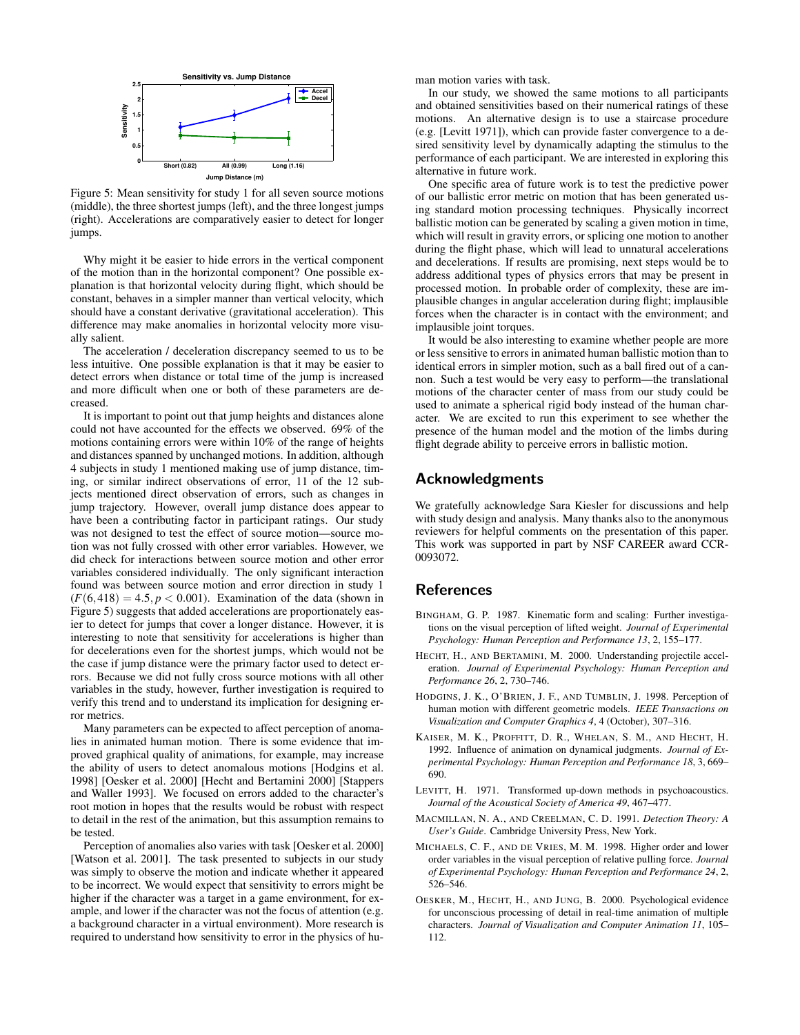Sensitivity vs. Jump Distance

Sensitivity

2.5
2
1.5
1
0.5
0

Accel
Decel

Short (0.82)
All (0.99)
Long (1.16)

Jump Distance (m)

Figure 5: Mean sensitivity for study 1 for all seven source motions (middle), the three shortest jumps (left), and the three longest jumps (right). Accelerations are comparatively easier to detect for longer jumps.

Why might it be easier to hide errors in the vertical component of the motion than in the horizontal component? One possible explanation is that horizontal velocity during flight, which should be constant, behaves in a simpler manner than vertical velocity, which should have a constant derivative (gravitational acceleration). This difference may make anomalies in horizontal velocity more visually salient.

The acceleration / deceleration discrepancy seemed to us to be less intuitive. One possible explanation is that it may be easier to detect errors when distance or total time of the jump is increased and more difficult when one or both of these parameters are decreased.

It is important to point out that jump heights and distances alone could not have accounted for the effects we observed. 69% of the motions containing errors were within 10% of the range of heights and distances spanned by unchanged motions. In addition, although 4 subjects in study 1 mentioned making use of jump distance, timing, or similar indirect observations of error, 11 of the 12 subjects mentioned direct observation of errors, such as changes in jump trajectory. However, overall jump distance does appear to have been a contributing factor in participant ratings. Our study was not designed to test the effect of source motion—source motion was not fully crossed with other error variables. However, we did check for interactions between source motion and other error variables considered individually. The only significant interaction found was between source motion and error direction in study 1 ($F(6,418) = 4.5, p < 0.001$). Examination of the data (shown in Figure 5) suggests that added accelerations are proportionately easier to detect for jumps that cover a longer distance. However, it is interesting to note that sensitivity for accelerations is higher than for decelerations even for the shortest jumps, which would not be the case if jump distance were the primary factor used to detect errors. Because we did not fully cross source motions with all other variables in the study, however, further investigation is required to verify this trend and to understand its implication for designing error metrics.

Many parameters can be expected to affect perception of anomalies in animated human motion. There is some evidence that improved graphical quality of animations, for example, may increase the ability of users to detect anomalous motions [Hodgins et al. 1998] [Oesker et al. 2000] [Hecht and Bertamini 2000] [Stappers and Waller 1993]. We focused on errors added to the character's root motion in hopes that the results would be robust with respect to detail in the rest of the animation, but this assumption remains to be tested.

Perception of anomalies also varies with task [Oesker et al. 2000] [Watson et al. 2001]. The task presented to subjects in our study was simply to observe the motion and indicate whether it appeared to be incorrect. We would expect that sensitivity to errors might be higher if the character was a target in a game environment, for example, and lower if the character was not the focus of attention (e.g. a background character in a virtual environment). More research is required to understand how sensitivity to error in the physics of human motion varies with task.

In our study, we showed the same motions to all participants and obtained sensitivities based on their numerical ratings of these motions. An alternative design is to use a staircase procedure (e.g. [Levitt 1971]), which can provide faster convergence to a desired sensitivity level by dynamically adapting the stimulus to the performance of each participant. We are interested in exploring this alternative in future work.

One specific area of future work is to test the predictive power of our ballistic error metric on motion that has been generated using standard motion processing techniques. Physically incorrect ballistic motion can be generated by scaling a given motion in time, which will result in gravity errors, or splicing one motion to another during the flight phase, which will lead to unnatural accelerations and decelerations. If results are promising, next steps would be to address additional types of physics errors that may be present in processed motion. In probable order of complexity, these are implausible changes in angular acceleration during flight; implausible forces when the character is in contact with the environment; and implausible joint torques.

It would be also interesting to examine whether people are more or less sensitive to errors in animated human ballistic motion than to identical errors in simpler motion, such as a ball fired out of a cannon. Such a test would be very easy to perform—the translational motions of the character center of mass from our study could be used to animate a spherical rigid body instead of the human character. We are excited to run this experiment to see whether the presence of the human model and the motion of the limbs during flight degrade ability to perceive errors in ballistic motion.

## Acknowledgments

We gratefully acknowledge Sara Kiesler for discussions and help with study design and analysis. Many thanks also to the anonymous reviewers for helpful comments on the presentation of this paper. This work was supported in part by NSF CAREER award CCR-0093072.

## References

BINGHAM, G. P. 1987. Kinematic form and scaling: Further investigations on the visual perception of lifted weight. *Journal of Experimental Psychology: Human Perception and Performance 13*, 2, 155–177.

HECHT, H., AND BERTAMINI, M. 2000. Understanding projectile acceleration. *Journal of Experimental Psychology: Human Perception and Performance 26*, 2, 730–746.

HODGINS, J. K., O'BRIEN, J. F., AND TUMBLIN, J. 1998. Perception of human motion with different geometric models. *IEEE Transactions on Visualization and Computer Graphics 4*, 4 (October), 307–316.

KAISER, M. K., PROFFITT, D. R., WHELAN, S. M., AND HECHT, H. 1992. Influence of animation on dynamical judgments. *Journal of Experimental Psychology: Human Perception and Performance 18*, 3, 669–690.

LEVITT, H. 1971. Transformed up-down methods in psychoacoustics. *Journal of the Acoustical Society of America 49*, 467–477.

MACMILLAN, N. A., AND CREELMAN, C. D. 1991. *Detection Theory: A User's Guide*. Cambridge University Press, New York.

MICHAELS, C. F., AND DE VRIES, M. M. 1998. Higher order and lower order variables in the visual perception of relative pulling force. *Journal of Experimental Psychology: Human Perception and Performance 24*, 2, 526–546.

OESKER, M., HECHT, H., AND JUNG, B. 2000. Psychological evidence for unconscious processing of detail in real-time animation of multiple characters. *Journal of Visualization and Computer Animation 11*, 105–112.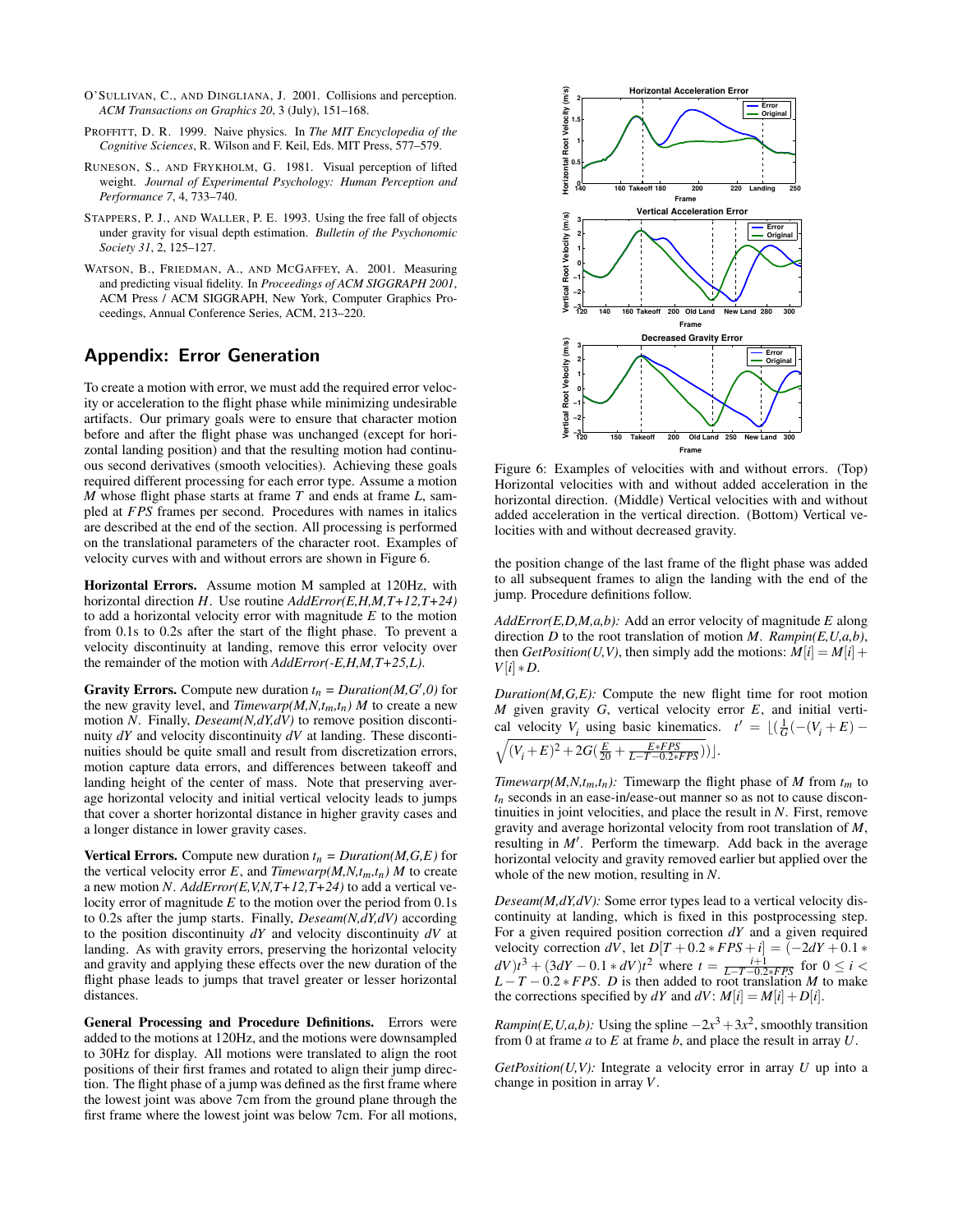O'SULLIVAN, C., AND DINGLIANA, J. 2001. Collisions and perception. *ACM Transactions on Graphics 20*, 3 (July), 151–168.

PROFFITT, D. R. 1999. Naive physics. In *The MIT Encyclopedia of the Cognitive Sciences*, R. Wilson and F. Keil, Eds. MIT Press, 577–579.

RUNESON, S., AND FRYKHOLM, G. 1981. Visual perception of lifted weight. *Journal of Experimental Psychology: Human Perception and Performance 7*, 4, 733–740.

STAPPERS, P. J., AND WALLER, P. E. 1993. Using the free fall of objects under gravity for visual depth estimation. *Bulletin of the Psychonomic Society 31*, 2, 125–127.

WATSON, B., FRIEDMAN, A., AND MCGAFFEY, A. 2001. Measuring and predicting visual fidelity. In *Proceedings of ACM SIGGRAPH 2001*, ACM Press / ACM SIGGRAPH, New York, Computer Graphics Proceedings, Annual Conference Series, ACM, 213–220.

## Appendix: Error Generation

To create a motion with error, we must add the required error velocity or acceleration to the flight phase while minimizing undesirable artifacts. Our primary goals were to ensure that character motion before and after the flight phase was unchanged (except for horizontal landing position) and that the resulting motion had continuous second derivatives (smooth velocities). Achieving these goals required different processing for each error type. Assume a motion $M$ whose flight phase starts at frame $T$ and ends at frame $L$, sampled at $FPS$ frames per second. Procedures with names in italics are described at the end of the section. All processing is performed on the translational parameters of the character root. Examples of velocity curves with and without errors are shown in Figure 6.

**Horizontal Errors.** Assume motion M sampled at 120Hz, with horizontal direction $H$. Use routine *AddError(E,H,M,T+12,T+24)* to add a horizontal velocity error with magnitude $E$ to the motion from 0.1s to 0.2s after the start of the flight phase. To prevent a velocity discontinuity at landing, remove this error velocity over the remainder of the motion with *AddError(-E,H,M,T+25,L)*.

**Gravity Errors.** Compute new duration $t_n$ = *Duration(M,G′,0)* for the new gravity level, and *Timewarp(M,N,$t_m$,$t_n$)* $M$ to create a new motion $N$. Finally, *Deseam(N,dY,dV)* to remove position discontinuity $dY$ and velocity discontinuity $dV$ at landing. These discontinuities should be quite small and result from discretization errors, motion capture data errors, and differences between takeoff and landing height of the center of mass. Note that preserving average horizontal velocity and initial vertical velocity leads to jumps that cover a shorter horizontal distance in higher gravity cases and a longer distance in lower gravity cases.

**Vertical Errors.** Compute new duration $t_n$ = *Duration(M,G,E)* for the vertical velocity error $E$, and *Timewarp(M,N,$t_m$,$t_n$)* $M$ to create a new motion $N$. *AddError(E,V,N,T+12,T+24)* to add a vertical velocity error of magnitude $E$ to the motion over the period from 0.1s to 0.2s after the jump starts. Finally, *Deseam(N,dY,dV)* according to the position discontinuity $dY$ and velocity discontinuity $dV$ at landing. As with gravity errors, preserving the horizontal velocity and gravity and applying these effects over the new duration of the flight phase leads to jumps that travel greater or lesser horizontal distances.

**General Processing and Procedure Definitions.** Errors were added to the motions at 120Hz, and the motions were downsampled to 30Hz for display. All motions were translated to align the root positions of their first frames and rotated to align their jump direction. The flight phase of a jump was defined as the first frame where the lowest joint was above 7cm from the ground plane through the first frame where the lowest joint was below 7cm. For all motions, the position change of the last frame of the flight phase was added to all subsequent frames to align the landing with the end of the jump. Procedure definitions follow.

Horizontal Acceleration Error
Horizontal Root Velocity (m/s)
Error
Original
Frame
140 160 Takeoff 180 200 220 Landing 250

Vertical Acceleration Error
Vertical Root Velocity (m/s)
Error
Original
Frame
120 140 160 Takeoff 200 Old Land New Land 280 300

Decreased Gravity Error
Vertical Root Velocity (m/s)
Error
Original
Frame
120 150 Takeoff 200 Old Land 250 New Land 300

Figure 6: Examples of velocities with and without errors. (Top) Horizontal velocities with and without added acceleration in the horizontal direction. (Middle) Vertical velocities with and without added acceleration in the vertical direction. (Bottom) Vertical velocities with and without decreased gravity.

*AddError(E,D,M,a,b):* Add an error velocity of magnitude $E$ along direction $D$ to the root translation of motion $M$. *Rampin(E,U,a,b)*, then *GetPosition(U,V)*, then simply add the motions: $M[i] = M[i] + V[i] * D$.

*Duration(M,G,E):* Compute the new flight time for root motion $M$ given gravity $G$, vertical velocity error $E$, and initial vertical velocity $V_i$ using basic kinematics. $t' = \lfloor(\frac{1}{G}(-(V_i+E) - \sqrt{(V_i+E)^2 + 2G(\frac{E}{20} + \frac{E*FPS}{L-T-0.2*FPS})}))\rfloor$.

*Timewarp(M,N,$t_m$,$t_n$):* Timewarp the flight phase of $M$ from $t_m$ to $t_n$ seconds in an ease-in/ease-out manner so as not to cause discontinuities in joint velocities, and place the result in $N$. First, remove gravity and average horizontal velocity from root translation of $M$, resulting in $M'$. Perform the timewarp. Add back in the average horizontal velocity and gravity removed earlier but applied over the whole of the new motion, resulting in $N$.

*Deseam(M,dY,dV):* Some error types lead to a vertical velocity discontinuity at landing, which is fixed in this postprocessing step. For a given required position correction $dY$ and a given required velocity correction $dV$, let $D[T+0.2*FPS+i] = (-2dY + 0.1*dV)t^3 + (3dY - 0.1*dV)t^2$ where $t = \frac{i+1}{L-T-0.2*FPS}$ for $0 \leq i < L-T-0.2*FPS$. $D$ is then added to root translation $M$ to make the corrections specified by $dY$ and $dV$: $M[i] = M[i] + D[i]$.

*Rampin(E,U,a,b):* Using the spline $-2x^3+3x^2$, smoothly transition from 0 at frame $a$ to $E$ at frame $b$, and place the result in array $U$.

*GetPosition(U,V):* Integrate a velocity error in array $U$ up into a change in position in array $V$.